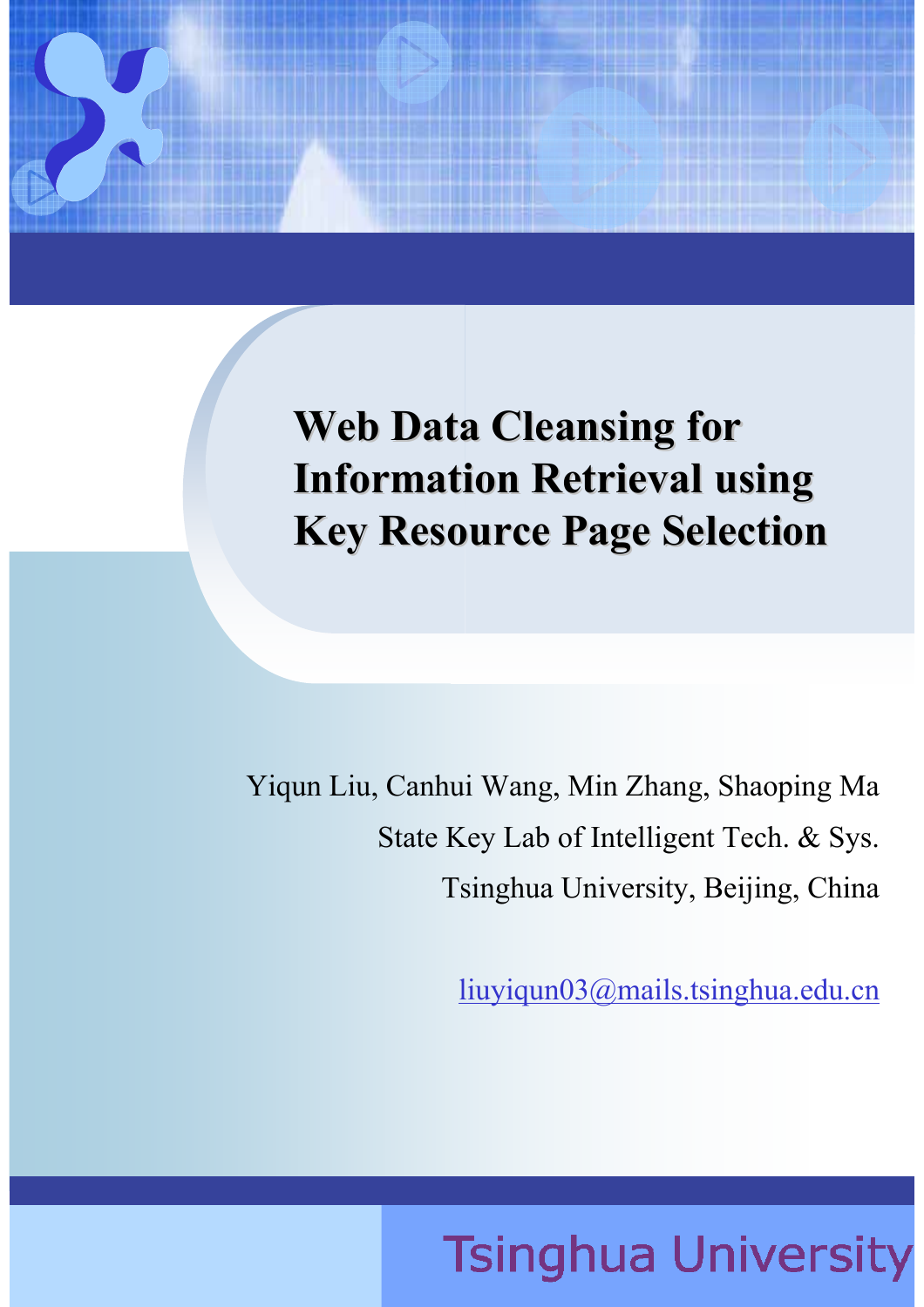# Web Data Cleansing for Information Retrieval using Key Resource Page Selection

Yiqun Liu, Canhui Wang, Min Zhang, Shaoping Ma

State Key Lab of Intelligent Tech. & Sys.

Tsinghua University, Beijing, China

liuyiqun03@mails.tsinghua.edu.cn

Tsinghua University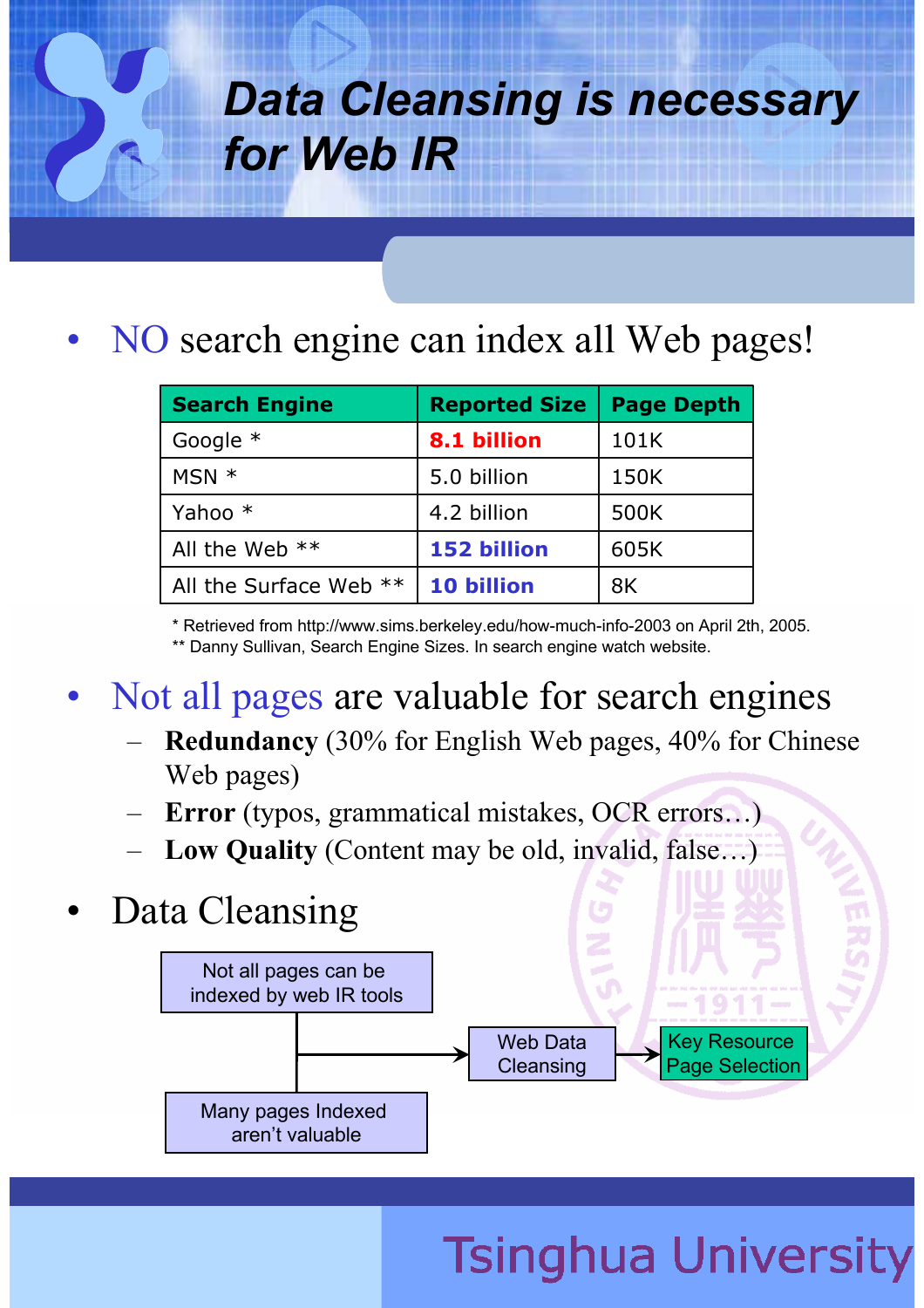# Data Cleansing is necessary for Web IR

- NO search engine can index all Web pages!

| Search Engine | Reported Size | Page Depth |
| --- | --- | --- |
| Google * | **8.1 billion** | 101K |
| MSN * | 5.0 billion | 150K |
| Yahoo * | 4.2 billion | 500K |
| All the Web ** | **152 billion** | 605K |
| All the Surface Web ** | **10 billion** | 8K |

\* Retrieved from http://www.sims.berkeley.edu/how-much-info-2003 on April 2th, 2005.
\** Danny Sullivan, Search Engine Sizes. In search engine watch website.

- Not all pages are valuable for search engines
  - **Redundancy** (30% for English Web pages, 40% for Chinese Web pages)
  - **Error** (typos, grammatical mistakes, OCR errors…)
  - **Low Quality** (Content may be old, invalid, false…)

- Data Cleansing

Not all pages can be indexed by web IR tools + Many pages Indexed aren't valuable → Web Data Cleansing → Key Resource Page Selection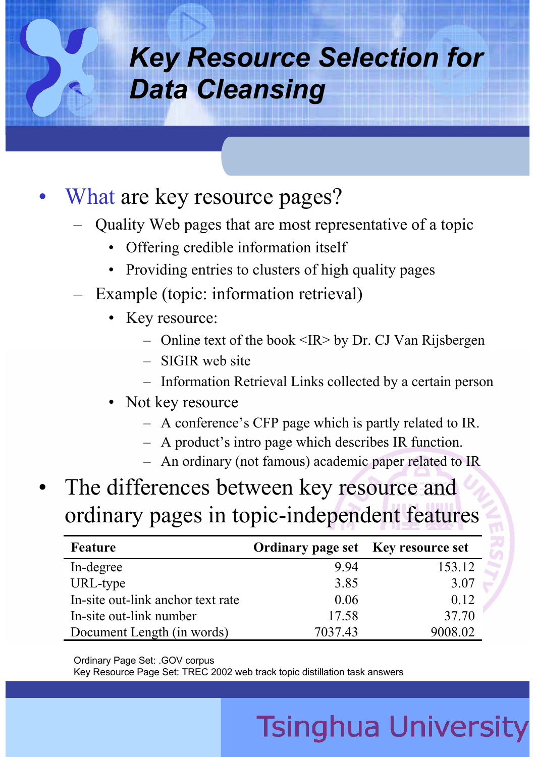# Key Resource Selection for Data Cleansing

- What are key resource pages?
  - Quality Web pages that are most representative of a topic
    - Offering credible information itself
    - Providing entries to clusters of high quality pages
  - Example (topic: information retrieval)
    - Key resource:
      - Online text of the book <IR> by Dr. CJ Van Rijsbergen
      - SIGIR web site
      - Information Retrieval Links collected by a certain person
    - Not key resource
      - A conference's CFP page which is partly related to IR.
      - A product's intro page which describes IR function.
      - An ordinary (not famous) academic paper related to IR
- The differences between key resource and ordinary pages in topic-independent features

| Feature | Ordinary page set | Key resource set |
|---|---|---|
| In-degree | 9.94 | 153.12 |
| URL-type | 3.85 | 3.07 |
| In-site out-link anchor text rate | 0.06 | 0.12 |
| In-site out-link number | 17.58 | 37.70 |
| Document Length (in words) | 7037.43 | 9008.02 |

Ordinary Page Set: .GOV corpus
Key Resource Page Set: TREC 2002 web track topic distillation task answers

Tsinghua University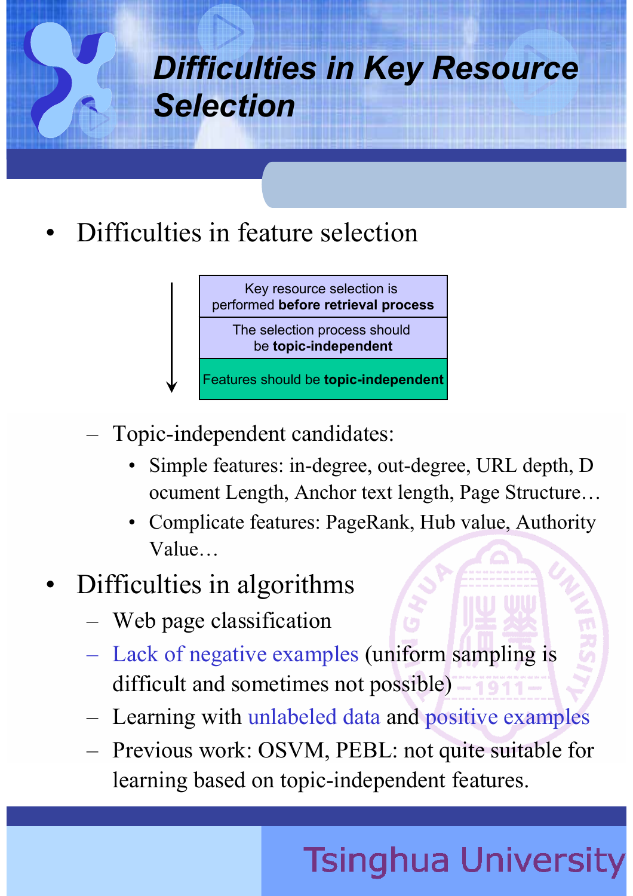# Difficulties in Key Resource Selection

- Difficulties in feature selection

| |
|---|
| Key resource selection is performed **before retrieval process** |
| The selection process should be **topic-independent** |
| Features should be **topic-independent** |

  - Topic-independent candidates:
    - Simple features: in-degree, out-degree, URL depth, Document Length, Anchor text length, Page Structure…
    - Complicate features: PageRank, Hub value, Authority Value…

- Difficulties in algorithms
  - Web page classification
  - Lack of negative examples (uniform sampling is difficult and sometimes not possible)
  - Learning with unlabeled data and positive examples
  - Previous work: OSVM, PEBL: not quite suitable for learning based on topic-independent features.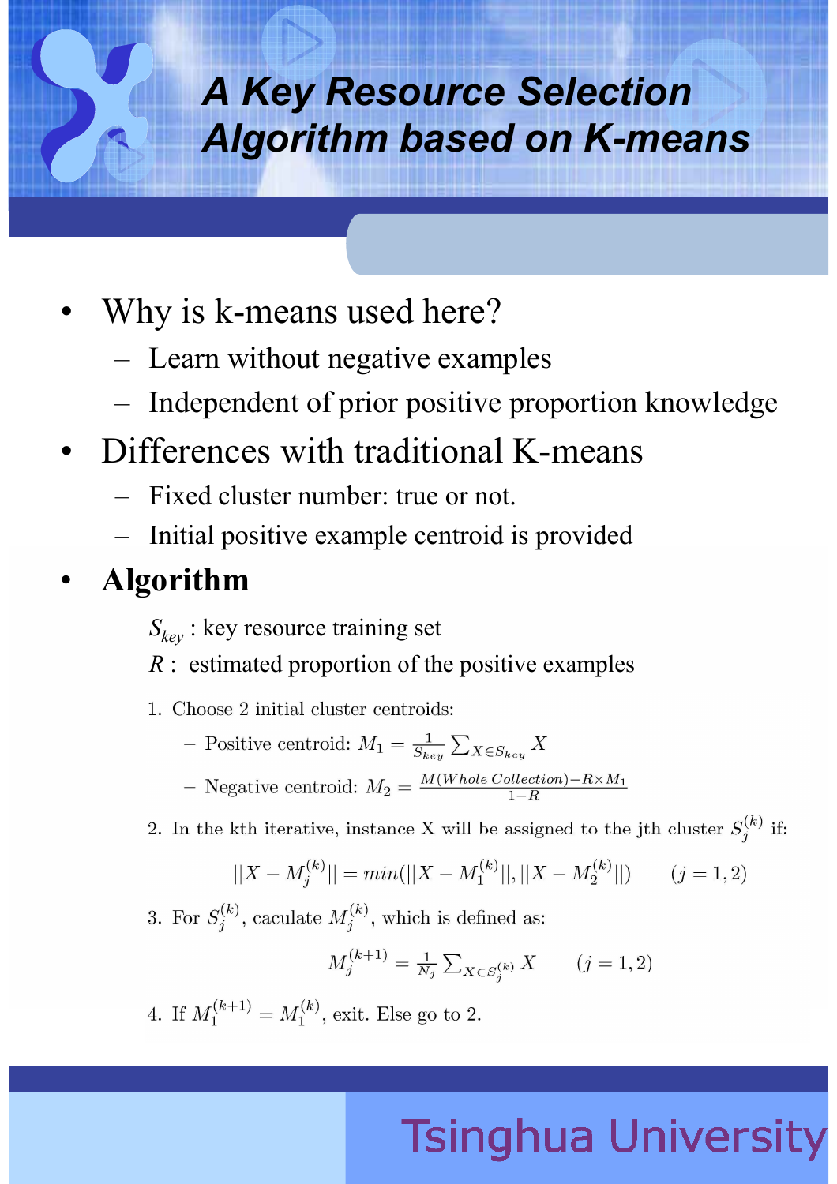# A Key Resource Selection Algorithm based on K-means

- Why is k-means used here?
  - Learn without negative examples
  - Independent of prior positive proportion knowledge
- Differences with traditional K-means
  - Fixed cluster number: true or not.
  - Initial positive example centroid is provided
- **Algorithm**

  $S_{key}$ : key resource training set

  $R$ : estimated proportion of the positive examples

  1. Choose 2 initial cluster centroids:
     - Positive centroid: $M_1 = \frac{1}{S_{key}} \sum_{X \in S_{key}} X$
     - Negative centroid: $M_2 = \frac{M(Whole\ Collection) - R \times M_1}{1-R}$
  2. In the kth iterative, instance X will be assigned to the jth cluster $S_j^{(k)}$ if:

     $$||X - M_j^{(k)}|| = min(||X - M_1^{(k)}||, ||X - M_2^{(k)}||) \qquad (j = 1, 2)$$

  3. For $S_j^{(k)}$, caculate $M_j^{(k)}$, which is defined as:

     $$M_j^{(k+1)} = \frac{1}{N_j} \sum_{X \subset S_j^{(k)}} X \qquad (j = 1, 2)$$

  4. If $M_1^{(k+1)} = M_1^{(k)}$, exit. Else go to 2.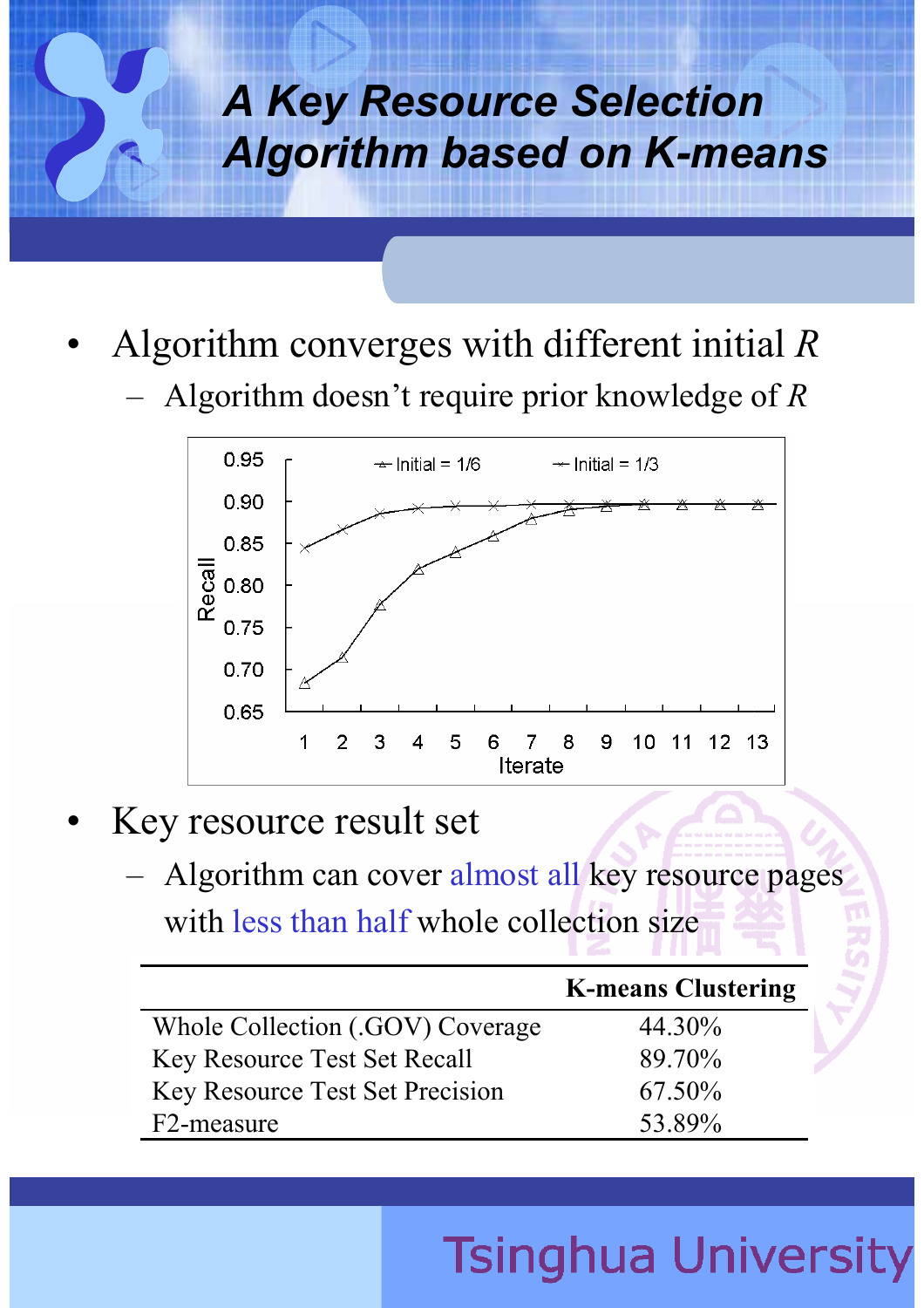# A Key Resource Selection Algorithm based on K-means

- Algorithm converges with different initial *R*
  - Algorithm doesn't require prior knowledge of *R*

- Key resource result set
  - Algorithm can cover almost all key resource pages with less than half whole collection size

| | K-means Clustering |
|---|---|
| Whole Collection (.GOV) Coverage | 44.30% |
| Key Resource Test Set Recall | 89.70% |
| Key Resource Test Set Precision | 67.50% |
| F2-measure | 53.89% |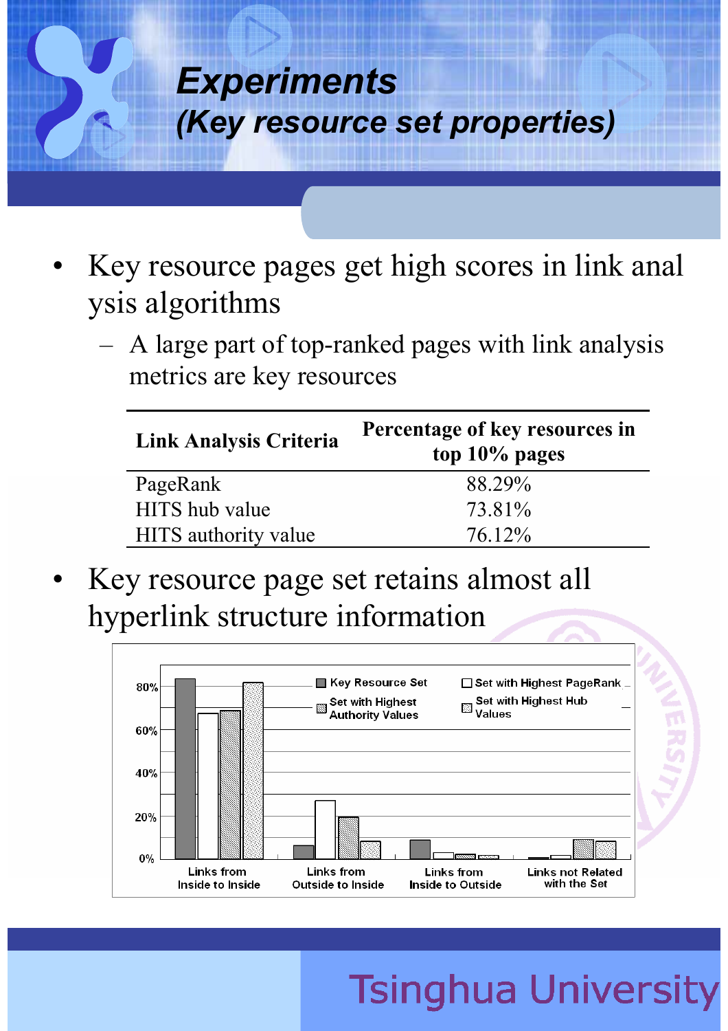# Experiments
## (Key resource set properties)

- Key resource pages get high scores in link analysis algorithms
  - A large part of top-ranked pages with link analysis metrics are key resources

| Link Analysis Criteria | Percentage of key resources in top 10% pages |
|---|---|
| PageRank | 88.29% |
| HITS hub value | 73.81% |
| HITS authority value | 76.12% |

- Key resource page set retains almost all hyperlink structure information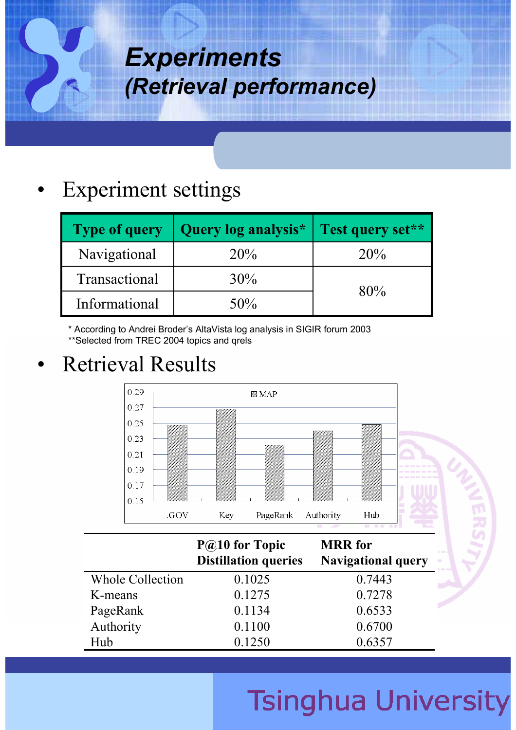# Experiments
## (Retrieval performance)

- Experiment settings

| Type of query | Query log analysis* | Test query set** |
|---|---|---|
| Navigational | 20% | 20% |
| Transactional | 30% | 80% |
| Informational | 50% | |

\* According to Andrei Broder's AltaVista log analysis in SIGIR forum 2003
**Selected from TREC 2004 topics and qrels

- Retrieval Results

MAP

| | .GOV | Key | PageRank | Authority | Hub |
|---|---|---|---|---|---|
| MAP | ~0.248 | ~0.268 | ~0.222 | ~0.240 | ~0.248 |

| | P@10 for Topic Distillation queries | MRR for Navigational query |
|---|---|---|
| Whole Collection | 0.1025 | 0.7443 |
| K-means | 0.1275 | 0.7278 |
| PageRank | 0.1134 | 0.6533 |
| Authority | 0.1100 | 0.6700 |
| Hub | 0.1250 | 0.6357 |

Tsinghua University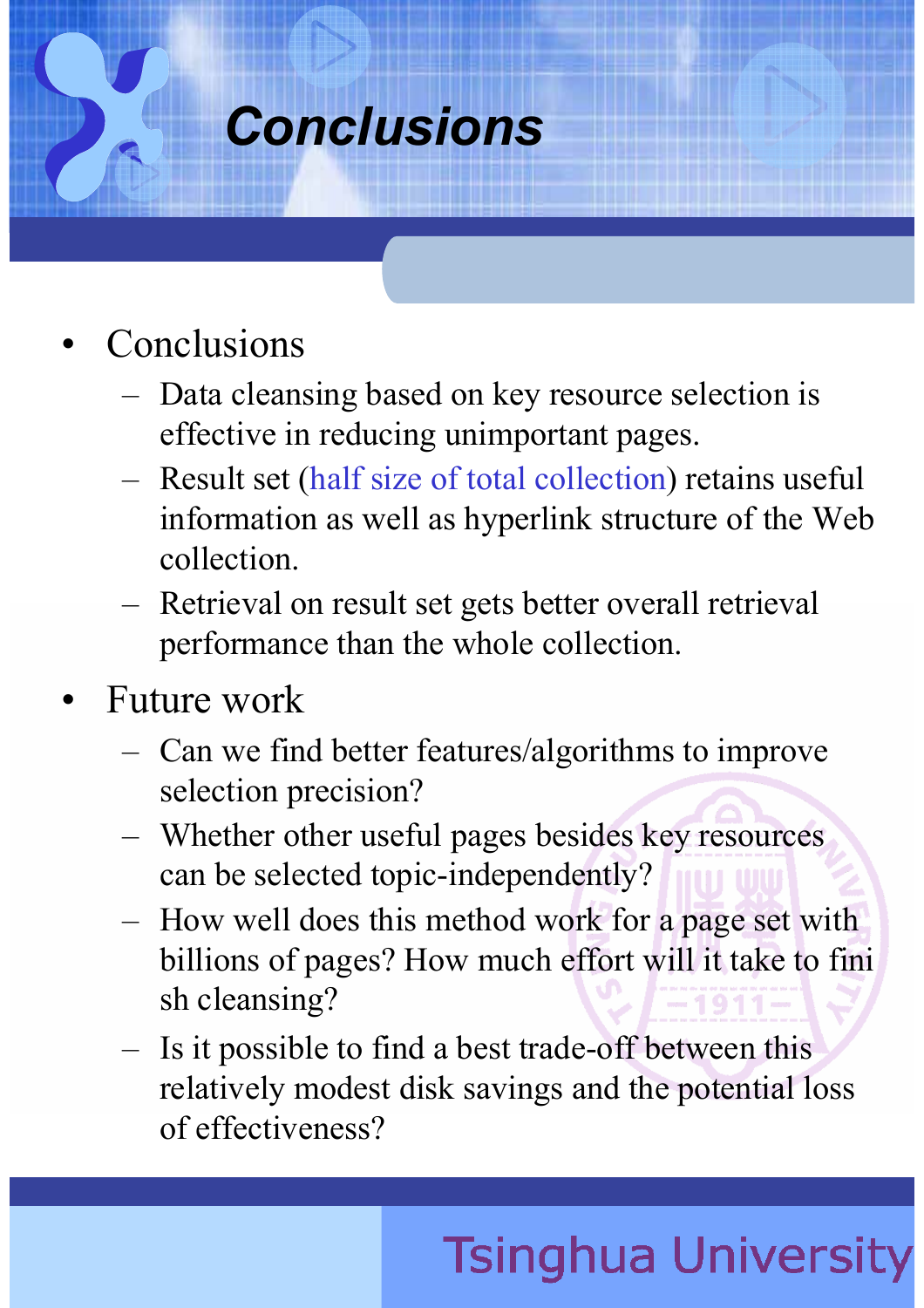# Conclusions

- Conclusions
  - Data cleansing based on key resource selection is effective in reducing unimportant pages.
  - Result set (half size of total collection) retains useful information as well as hyperlink structure of the Web collection.
  - Retrieval on result set gets better overall retrieval performance than the whole collection.
- Future work
  - Can we find better features/algorithms to improve selection precision?
  - Whether other useful pages besides key resources can be selected topic-independently?
  - How well does this method work for a page set with billions of pages? How much effort will it take to fini sh cleansing?
  - Is it possible to find a best trade-off between this relatively modest disk savings and the potential loss of effectiveness?